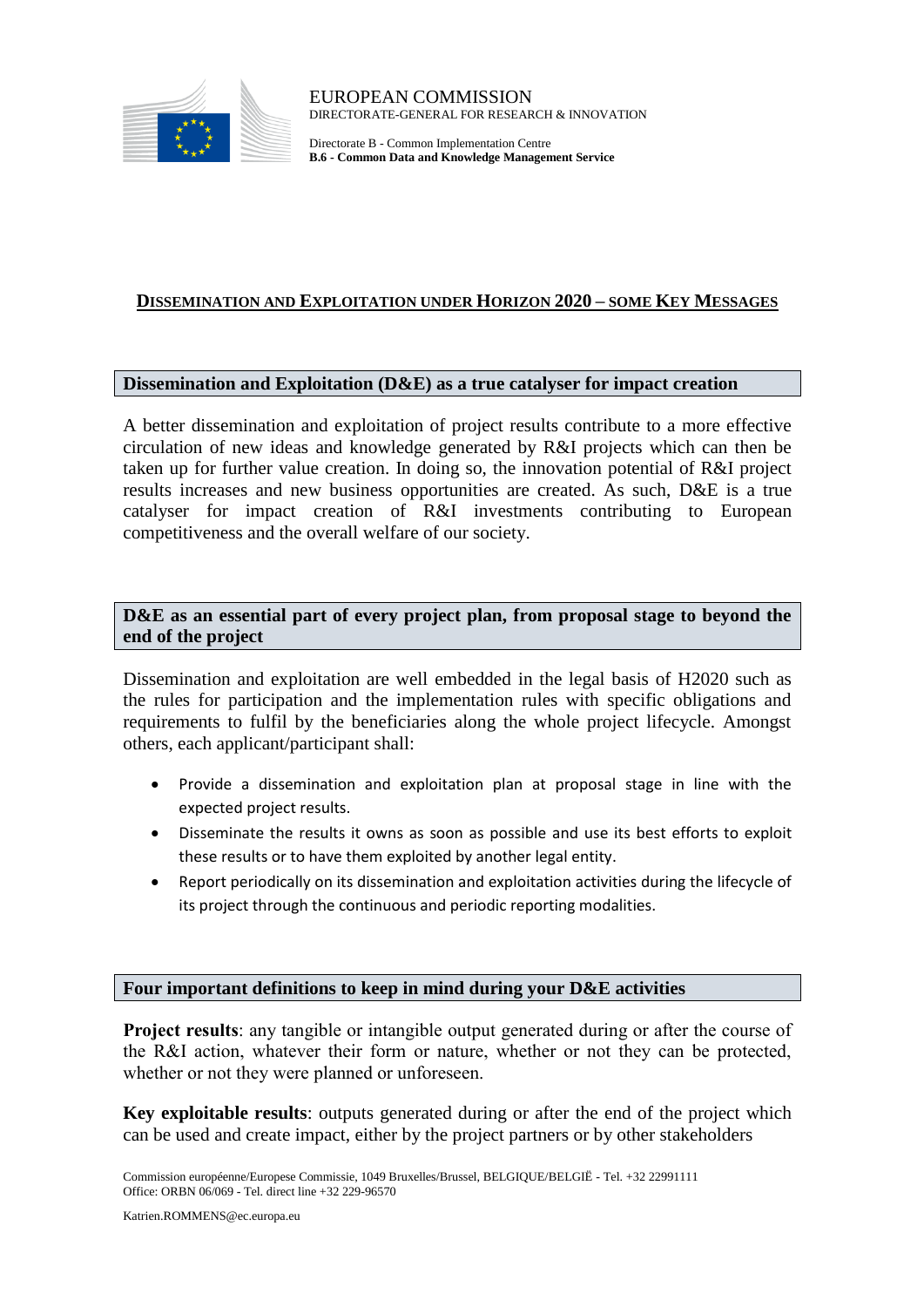EUROPEAN COMMISSION
DIRECTORATE-GENERAL FOR RESEARCH & INNOVATION

Directorate B - Common Implementation Centre
**B.6 - Common Data and Knowledge Management Service**

# DISSEMINATION AND EXPLOITATION UNDER HORIZON 2020 – SOME KEY MESSAGES

## Dissemination and Exploitation (D&E) as a true catalyser for impact creation

A better dissemination and exploitation of project results contribute to a more effective circulation of new ideas and knowledge generated by R&I projects which can then be taken up for further value creation. In doing so, the innovation potential of R&I project results increases and new business opportunities are created. As such, D&E is a true catalyser for impact creation of R&I investments contributing to European competitiveness and the overall welfare of our society.

## D&E as an essential part of every project plan, from proposal stage to beyond the end of the project

Dissemination and exploitation are well embedded in the legal basis of H2020 such as the rules for participation and the implementation rules with specific obligations and requirements to fulfil by the beneficiaries along the whole project lifecycle. Amongst others, each applicant/participant shall:

- Provide a dissemination and exploitation plan at proposal stage in line with the expected project results.
- Disseminate the results it owns as soon as possible and use its best efforts to exploit these results or to have them exploited by another legal entity.
- Report periodically on its dissemination and exploitation activities during the lifecycle of its project through the continuous and periodic reporting modalities.

## Four important definitions to keep in mind during your D&E activities

**Project results**: any tangible or intangible output generated during or after the course of the R&I action, whatever their form or nature, whether or not they can be protected, whether or not they were planned or unforeseen.

**Key exploitable results**: outputs generated during or after the end of the project which can be used and create impact, either by the project partners or by other stakeholders

Commission européenne/Europese Commissie, 1049 Bruxelles/Brussel, BELGIQUE/BELGIË - Tel. +32 22991111
Office: ORBN 06/069 - Tel. direct line +32 229-96570

Katrien.ROMMENS@ec.europa.eu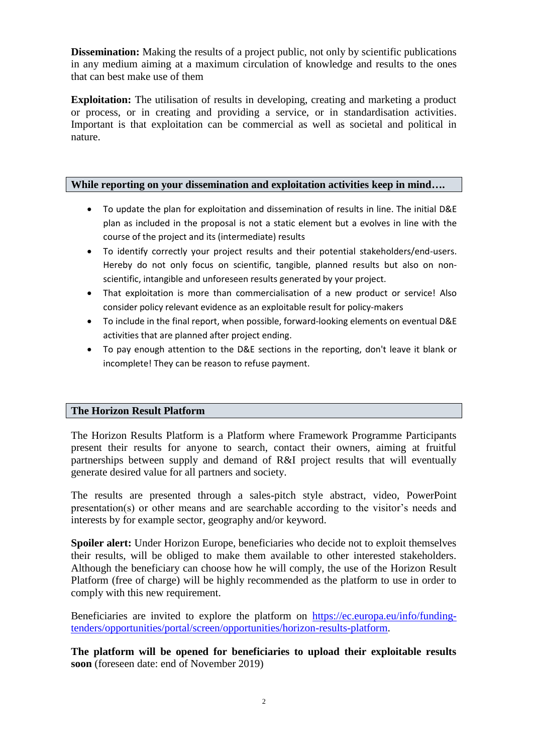**Dissemination:** Making the results of a project public, not only by scientific publications in any medium aiming at a maximum circulation of knowledge and results to the ones that can best make use of them

**Exploitation:** The utilisation of results in developing, creating and marketing a product or process, or in creating and providing a service, or in standardisation activities. Important is that exploitation can be commercial as well as societal and political in nature.

## While reporting on your dissemination and exploitation activities keep in mind….

- To update the plan for exploitation and dissemination of results in line. The initial D&E plan as included in the proposal is not a static element but a evolves in line with the course of the project and its (intermediate) results
- To identify correctly your project results and their potential stakeholders/end-users. Hereby do not only focus on scientific, tangible, planned results but also on non-scientific, intangible and unforeseen results generated by your project.
- That exploitation is more than commercialisation of a new product or service! Also consider policy relevant evidence as an exploitable result for policy-makers
- To include in the final report, when possible, forward-looking elements on eventual D&E activities that are planned after project ending.
- To pay enough attention to the D&E sections in the reporting, don't leave it blank or incomplete! They can be reason to refuse payment.

## The Horizon Result Platform

The Horizon Results Platform is a Platform where Framework Programme Participants present their results for anyone to search, contact their owners, aiming at fruitful partnerships between supply and demand of R&I project results that will eventually generate desired value for all partners and society.

The results are presented through a sales-pitch style abstract, video, PowerPoint presentation(s) or other means and are searchable according to the visitor's needs and interests by for example sector, geography and/or keyword.

**Spoiler alert:** Under Horizon Europe, beneficiaries who decide not to exploit themselves their results, will be obliged to make them available to other interested stakeholders. Although the beneficiary can choose how he will comply, the use of the Horizon Result Platform (free of charge) will be highly recommended as the platform to use in order to comply with this new requirement.

Beneficiaries are invited to explore the platform on [https://ec.europa.eu/info/funding-tenders/opportunities/portal/screen/opportunities/horizon-results-platform](https://ec.europa.eu/info/funding-tenders/opportunities/portal/screen/opportunities/horizon-results-platform).

**The platform will be opened for beneficiaries to upload their exploitable results soon** (foreseen date: end of November 2019)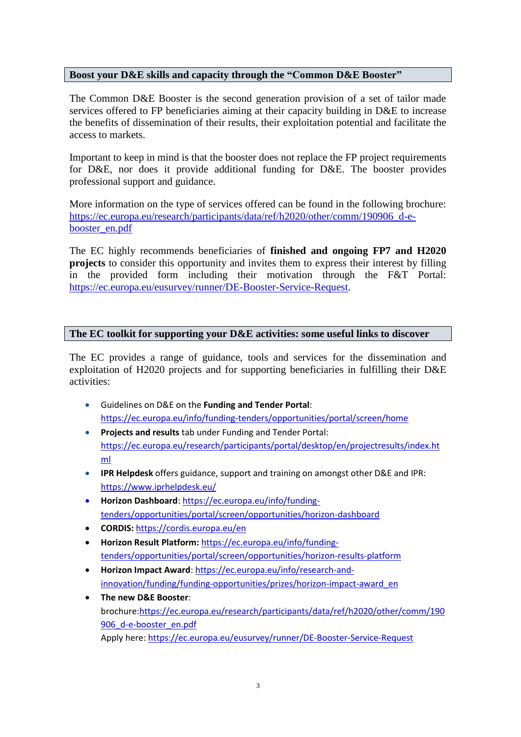## Boost your D&E skills and capacity through the "Common D&E Booster"

The Common D&E Booster is the second generation provision of a set of tailor made services offered to FP beneficiaries aiming at their capacity building in D&E to increase the benefits of dissemination of their results, their exploitation potential and facilitate the access to markets.

Important to keep in mind is that the booster does not replace the FP project requirements for D&E, nor does it provide additional funding for D&E. The booster provides professional support and guidance.

More information on the type of services offered can be found in the following brochure: https://ec.europa.eu/research/participants/data/ref/h2020/other/comm/190906_d-e-booster_en.pdf

The EC highly recommends beneficiaries of **finished and ongoing FP7 and H2020 projects** to consider this opportunity and invites them to express their interest by filling in the provided form including their motivation through the F&T Portal: https://ec.europa.eu/eusurvey/runner/DE-Booster-Service-Request.

## The EC toolkit for supporting your D&E activities: some useful links to discover

The EC provides a range of guidance, tools and services for the dissemination and exploitation of H2020 projects and for supporting beneficiaries in fulfilling their D&E activities:

- Guidelines on D&E on the **Funding and Tender Portal**: https://ec.europa.eu/info/funding-tenders/opportunities/portal/screen/home
- **Projects and results** tab under Funding and Tender Portal: https://ec.europa.eu/research/participants/portal/desktop/en/projectresults/index.html
- **IPR Helpdesk** offers guidance, support and training on amongst other D&E and IPR: https://www.iprhelpdesk.eu/
- **Horizon Dashboard**: https://ec.europa.eu/info/funding-tenders/opportunities/portal/screen/opportunities/horizon-dashboard
- **CORDIS:** https://cordis.europa.eu/en
- **Horizon Result Platform:** https://ec.europa.eu/info/funding-tenders/opportunities/portal/screen/opportunities/horizon-results-platform
- **Horizon Impact Award**: https://ec.europa.eu/info/research-and-innovation/funding/funding-opportunities/prizes/horizon-impact-award_en
- **The new D&E Booster**:
  brochure:https://ec.europa.eu/research/participants/data/ref/h2020/other/comm/190906_d-e-booster_en.pdf
  Apply here: https://ec.europa.eu/eusurvey/runner/DE-Booster-Service-Request